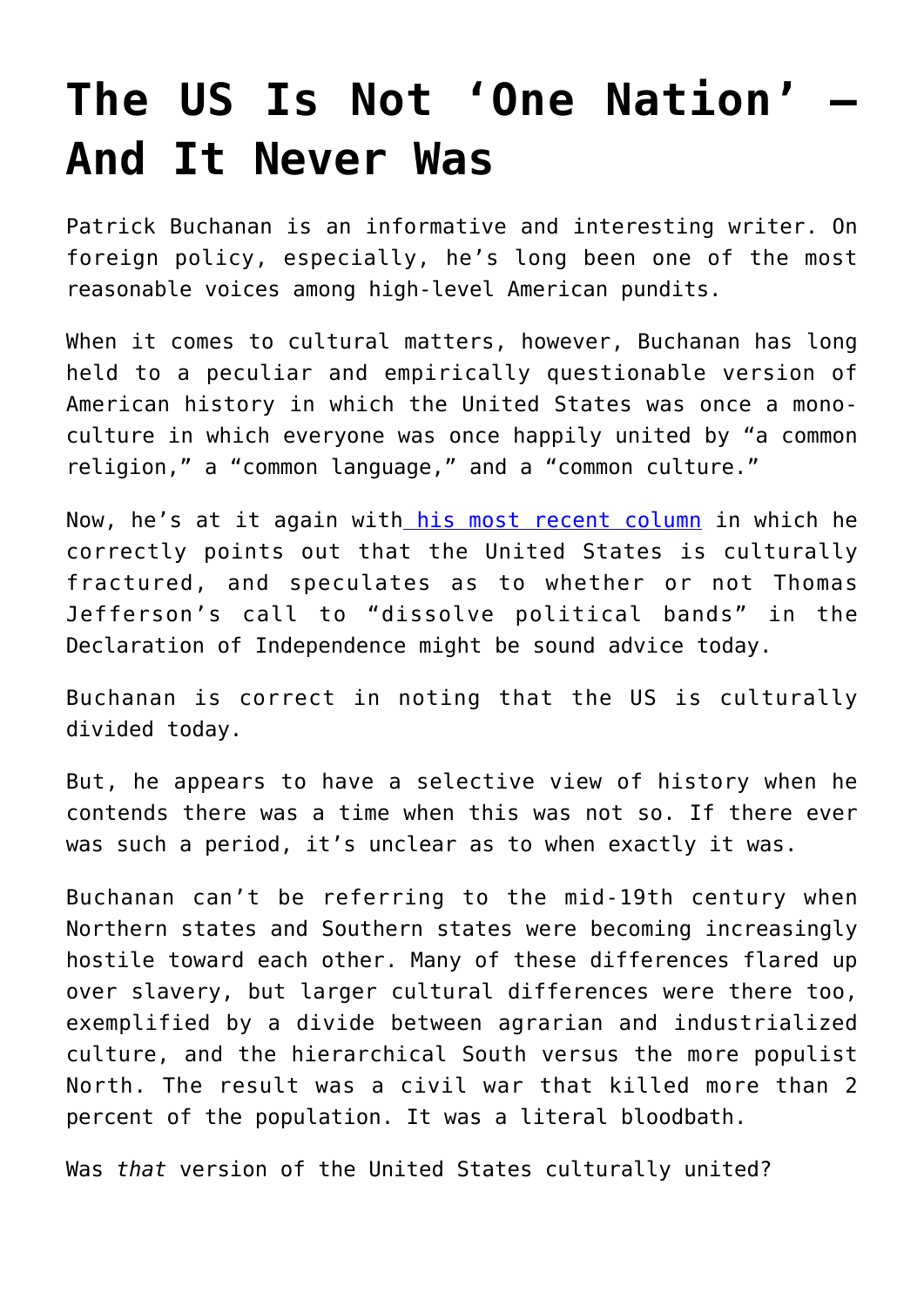# The US Is Not 'One Nation' — And It Never Was

Patrick Buchanan is an informative and interesting writer. On foreign policy, especially, he's long been one of the most reasonable voices among high-level American pundits.

When it comes to cultural matters, however, Buchanan has long held to a peculiar and empirically questionable version of American history in which the United States was once a mono-culture in which everyone was once happily united by "a common religion," a "common language," and a "common culture."

Now, he's at it again with [his most recent column](#) in which he correctly points out that the United States is culturally fractured, and speculates as to whether or not Thomas Jefferson's call to "dissolve political bands" in the Declaration of Independence might be sound advice today.

Buchanan is correct in noting that the US is culturally divided today.

But, he appears to have a selective view of history when he contends there was a time when this was not so. If there ever was such a period, it's unclear as to when exactly it was.

Buchanan can't be referring to the mid-19th century when Northern states and Southern states were becoming increasingly hostile toward each other. Many of these differences flared up over slavery, but larger cultural differences were there too, exemplified by a divide between agrarian and industrialized culture, and the hierarchical South versus the more populist North. The result was a civil war that killed more than 2 percent of the population. It was a literal bloodbath.

Was *that* version of the United States culturally united?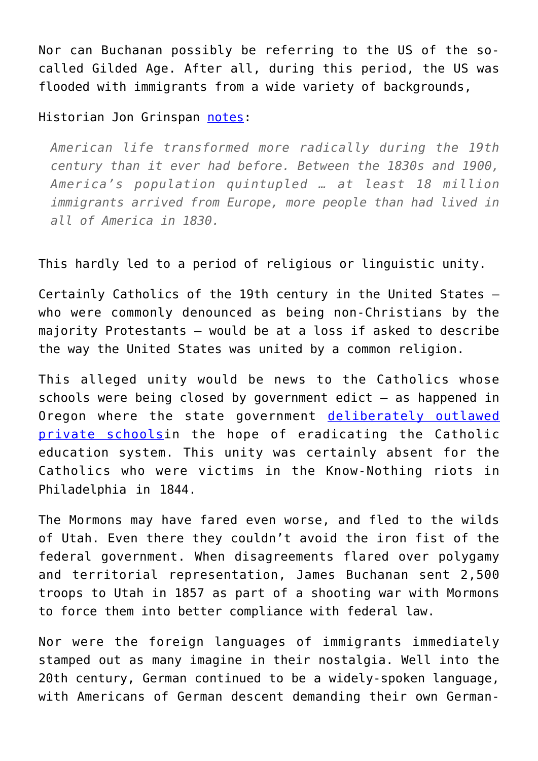Nor can Buchanan possibly be referring to the US of the so-called Gilded Age. After all, during this period, the US was flooded with immigrants from a wide variety of backgrounds,

Historian Jon Grinspan notes:

> *American life transformed more radically during the 19th century than it ever had before. Between the 1830s and 1900, America's population quintupled … at least 18 million immigrants arrived from Europe, more people than had lived in all of America in 1830.*

This hardly led to a period of religious or linguistic unity.

Certainly Catholics of the 19th century in the United States — who were commonly denounced as being non-Christians by the majority Protestants — would be at a loss if asked to describe the way the United States was united by a common religion.

This alleged unity would be news to the Catholics whose schools were being closed by government edict — as happened in Oregon where the state government deliberately outlawed private schoolsin the hope of eradicating the Catholic education system. This unity was certainly absent for the Catholics who were victims in the Know-Nothing riots in Philadelphia in 1844.

The Mormons may have fared even worse, and fled to the wilds of Utah. Even there they couldn't avoid the iron fist of the federal government. When disagreements flared over polygamy and territorial representation, James Buchanan sent 2,500 troops to Utah in 1857 as part of a shooting war with Mormons to force them into better compliance with federal law.

Nor were the foreign languages of immigrants immediately stamped out as many imagine in their nostalgia. Well into the 20th century, German continued to be a widely-spoken language, with Americans of German descent demanding their own German-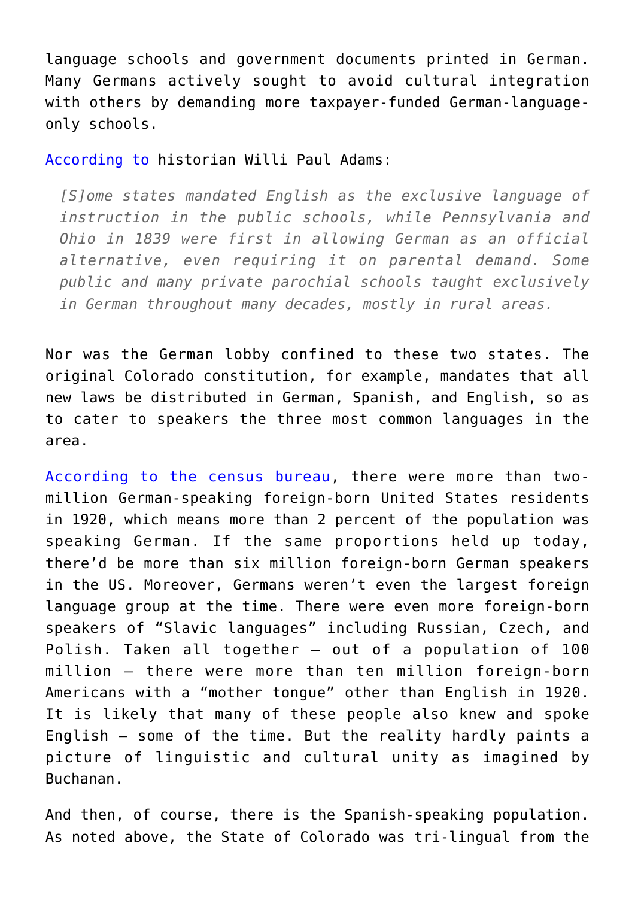language schools and government documents printed in German. Many Germans actively sought to avoid cultural integration with others by demanding more taxpayer-funded German-language-only schools.

[According to](#) historian Willi Paul Adams:

> *[S]ome states mandated English as the exclusive language of instruction in the public schools, while Pennsylvania and Ohio in 1839 were first in allowing German as an official alternative, even requiring it on parental demand. Some public and many private parochial schools taught exclusively in German throughout many decades, mostly in rural areas.*

Nor was the German lobby confined to these two states. The original Colorado constitution, for example, mandates that all new laws be distributed in German, Spanish, and English, so as to cater to speakers the three most common languages in the area.

[According to the census bureau](#), there were more than two-million German-speaking foreign-born United States residents in 1920, which means more than 2 percent of the population was speaking German. If the same proportions held up today, there'd be more than six million foreign-born German speakers in the US. Moreover, Germans weren't even the largest foreign language group at the time. There were even more foreign-born speakers of "Slavic languages" including Russian, Czech, and Polish. Taken all together — out of a population of 100 million — there were more than ten million foreign-born Americans with a "mother tongue" other than English in 1920. It is likely that many of these people also knew and spoke English — some of the time. But the reality hardly paints a picture of linguistic and cultural unity as imagined by Buchanan.

And then, of course, there is the Spanish-speaking population. As noted above, the State of Colorado was tri-lingual from the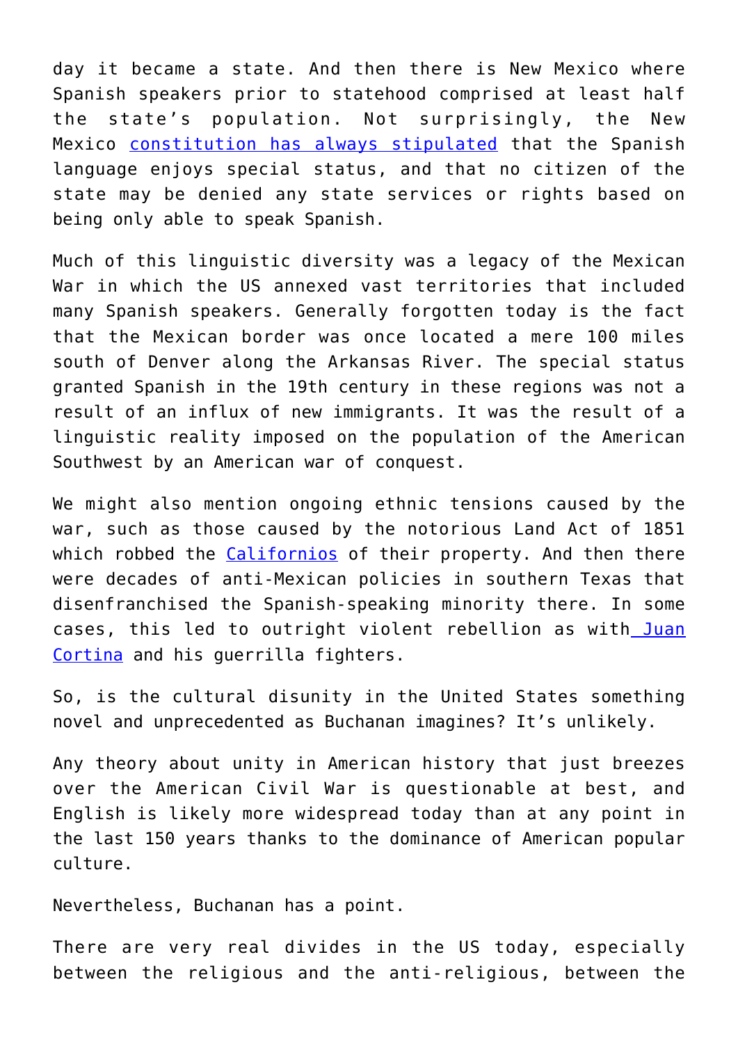day it became a state. And then there is New Mexico where Spanish speakers prior to statehood comprised at least half the state's population. Not surprisingly, the New Mexico constitution has always stipulated that the Spanish language enjoys special status, and that no citizen of the state may be denied any state services or rights based on being only able to speak Spanish.

Much of this linguistic diversity was a legacy of the Mexican War in which the US annexed vast territories that included many Spanish speakers. Generally forgotten today is the fact that the Mexican border was once located a mere 100 miles south of Denver along the Arkansas River. The special status granted Spanish in the 19th century in these regions was not a result of an influx of new immigrants. It was the result of a linguistic reality imposed on the population of the American Southwest by an American war of conquest.

We might also mention ongoing ethnic tensions caused by the war, such as those caused by the notorious Land Act of 1851 which robbed the Californios of their property. And then there were decades of anti-Mexican policies in southern Texas that disenfranchised the Spanish-speaking minority there. In some cases, this led to outright violent rebellion as with Juan Cortina and his guerrilla fighters.

So, is the cultural disunity in the United States something novel and unprecedented as Buchanan imagines? It's unlikely.

Any theory about unity in American history that just breezes over the American Civil War is questionable at best, and English is likely more widespread today than at any point in the last 150 years thanks to the dominance of American popular culture.

Nevertheless, Buchanan has a point.

There are very real divides in the US today, especially between the religious and the anti-religious, between the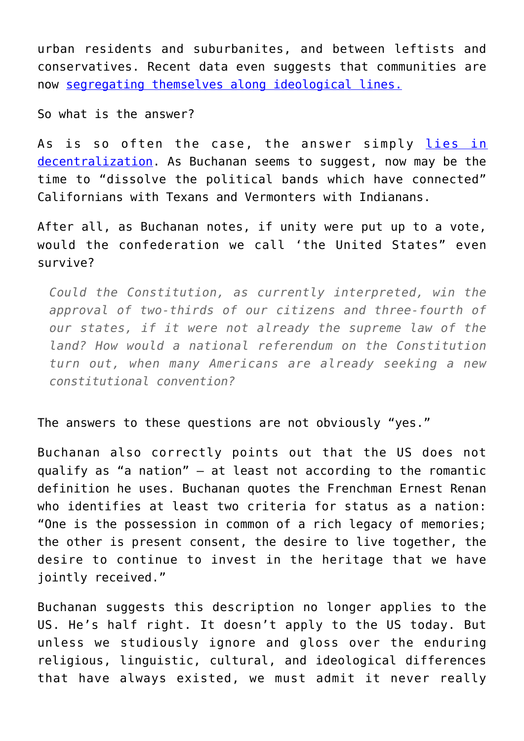urban residents and suburbanites, and between leftists and conservatives. Recent data even suggests that communities are now [segregating themselves along ideological lines.](#)

So what is the answer?

As is so often the case, the answer simply [lies in decentralization](#). As Buchanan seems to suggest, now may be the time to "dissolve the political bands which have connected" Californians with Texans and Vermonters with Indianans.

After all, as Buchanan notes, if unity were put up to a vote, would the confederation we call 'the United States" even survive?

> *Could the Constitution, as currently interpreted, win the approval of two-thirds of our citizens and three-fourth of our states, if it were not already the supreme law of the land? How would a national referendum on the Constitution turn out, when many Americans are already seeking a new constitutional convention?*

The answers to these questions are not obviously "yes."

Buchanan also correctly points out that the US does not qualify as "a nation" – at least not according to the romantic definition he uses. Buchanan quotes the Frenchman Ernest Renan who identifies at least two criteria for status as a nation: "One is the possession in common of a rich legacy of memories; the other is present consent, the desire to live together, the desire to continue to invest in the heritage that we have jointly received."

Buchanan suggests this description no longer applies to the US. He's half right. It doesn't apply to the US today. But unless we studiously ignore and gloss over the enduring religious, linguistic, cultural, and ideological differences that have always existed, we must admit it never really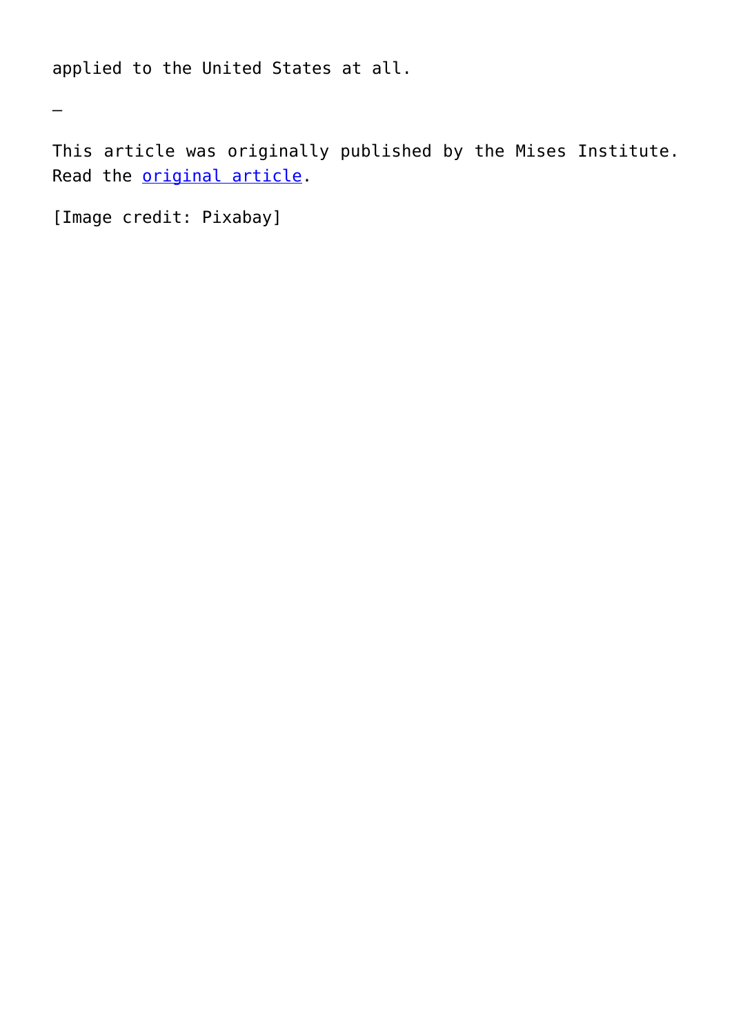applied to the United States at all.

—

This article was originally published by the Mises Institute. Read the original article.

[Image credit: Pixabay]